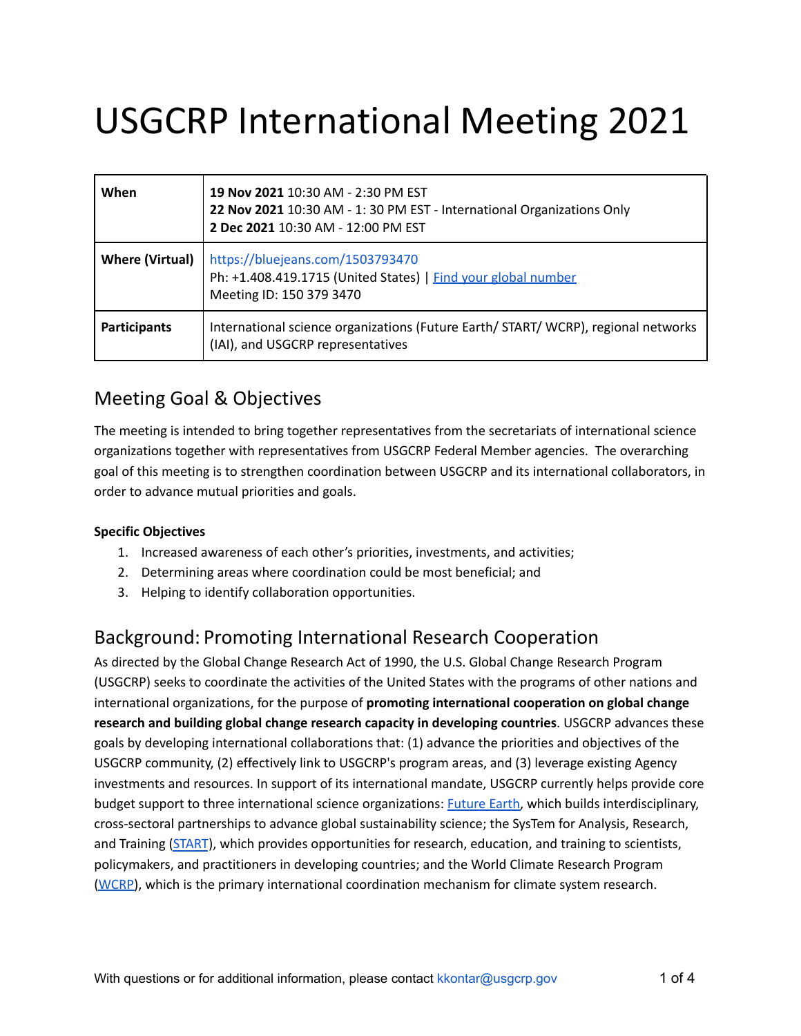# USGCRP International Meeting 2021

| **When** | **19 Nov 2021** 10:30 AM - 2:30 PM EST<br>**22 Nov 2021** 10:30 AM - 1: 30 PM EST - International Organizations Only<br>**2 Dec 2021** 10:30 AM - 12:00 PM EST |
|---|---|
| **Where (Virtual)** | https://bluejeans.com/1503793470<br>Ph: +1.408.419.1715 (United States) \| [Find your global number](#)<br>Meeting ID: 150 379 3470 |
| **Participants** | International science organizations (Future Earth/ START/ WCRP), regional networks (IAI), and USGCRP representatives |

## Meeting Goal & Objectives

The meeting is intended to bring together representatives from the secretariats of international science organizations together with representatives from USGCRP Federal Member agencies. The overarching goal of this meeting is to strengthen coordination between USGCRP and its international collaborators, in order to advance mutual priorities and goals.

**Specific Objectives**

1. Increased awareness of each other's priorities, investments, and activities;
2. Determining areas where coordination could be most beneficial; and
3. Helping to identify collaboration opportunities.

## Background: Promoting International Research Cooperation

As directed by the Global Change Research Act of 1990, the U.S. Global Change Research Program (USGCRP) seeks to coordinate the activities of the United States with the programs of other nations and international organizations, for the purpose of **promoting international cooperation on global change research and building global change research capacity in developing countries**. USGCRP advances these goals by developing international collaborations that: (1) advance the priorities and objectives of the USGCRP community, (2) effectively link to USGCRP's program areas, and (3) leverage existing Agency investments and resources. In support of its international mandate, USGCRP currently helps provide core budget support to three international science organizations: Future Earth, which builds interdisciplinary, cross-sectoral partnerships to advance global sustainability science; the SysTem for Analysis, Research, and Training (START), which provides opportunities for research, education, and training to scientists, policymakers, and practitioners in developing countries; and the World Climate Research Program (WCRP), which is the primary international coordination mechanism for climate system research.

With questions or for additional information, please contact kkontar@usgcrp.gov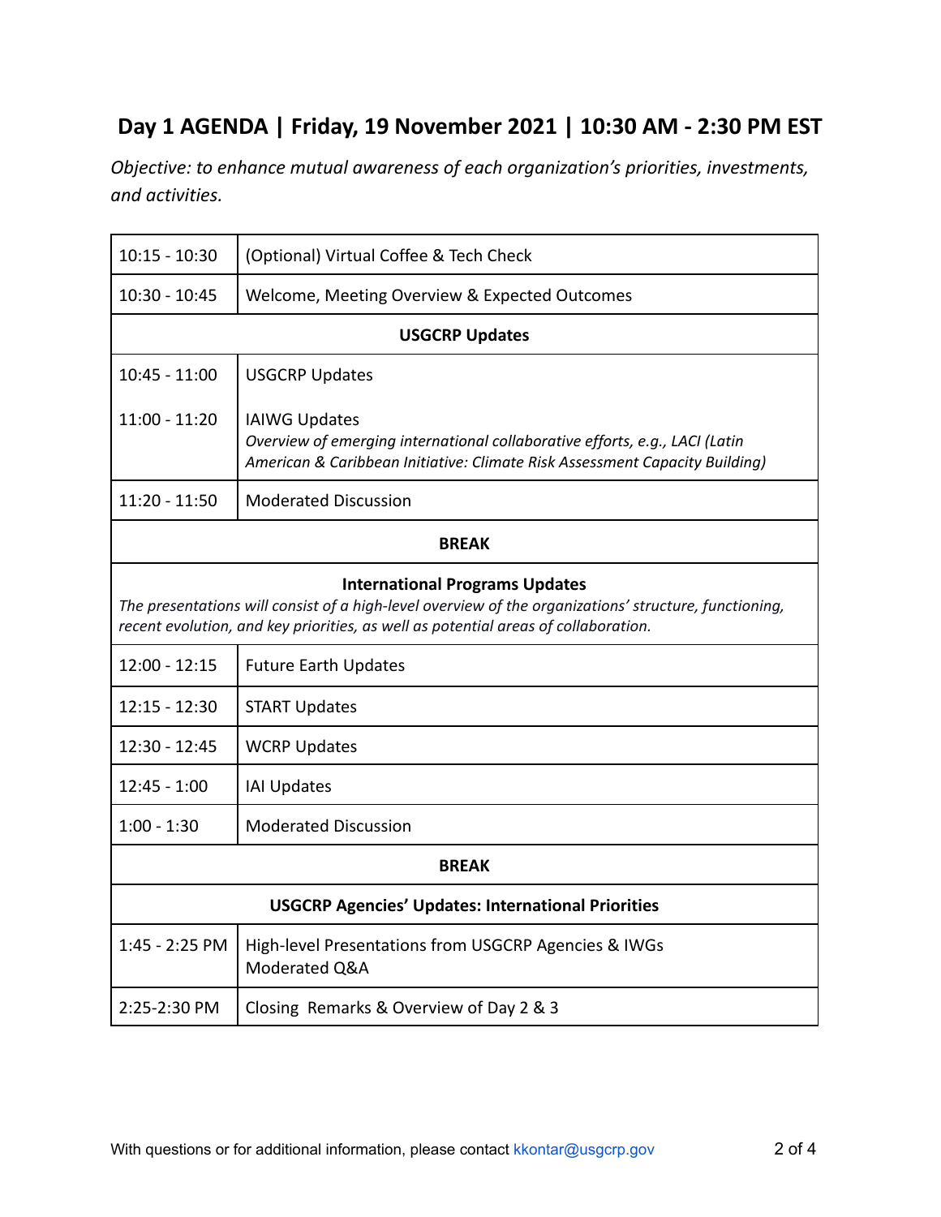## Day 1 AGENDA | Friday, 19 November 2021 | 10:30 AM - 2:30 PM EST

*Objective: to enhance mutual awareness of each organization's priorities, investments, and activities.*

| | |
|---|---|
| 10:15 - 10:30 | (Optional) Virtual Coffee & Tech Check |
| 10:30 - 10:45 | Welcome, Meeting Overview & Expected Outcomes |
| **USGCRP Updates** | |
| 10:45 - 11:00 | USGCRP Updates |
| 11:00 - 11:20 | IAIWG Updates<br>*Overview of emerging international collaborative efforts, e.g., LACI (Latin American & Caribbean Initiative: Climate Risk Assessment Capacity Building)* |
| 11:20 - 11:50 | Moderated Discussion |
| **BREAK** | |
| **International Programs Updates**<br>*The presentations will consist of a high-level overview of the organizations' structure, functioning, recent evolution, and key priorities, as well as potential areas of collaboration.* | |
| 12:00 - 12:15 | Future Earth Updates |
| 12:15 - 12:30 | START Updates |
| 12:30 - 12:45 | WCRP Updates |
| 12:45 - 1:00 | IAI Updates |
| 1:00 - 1:30 | Moderated Discussion |
| **BREAK** | |
| **USGCRP Agencies' Updates: International Priorities** | |
| 1:45 - 2:25 PM | High-level Presentations from USGCRP Agencies & IWGs<br>Moderated Q&A |
| 2:25-2:30 PM | Closing Remarks & Overview of Day 2 & 3 |

With questions or for additional information, please contact kkontar@usgcrp.gov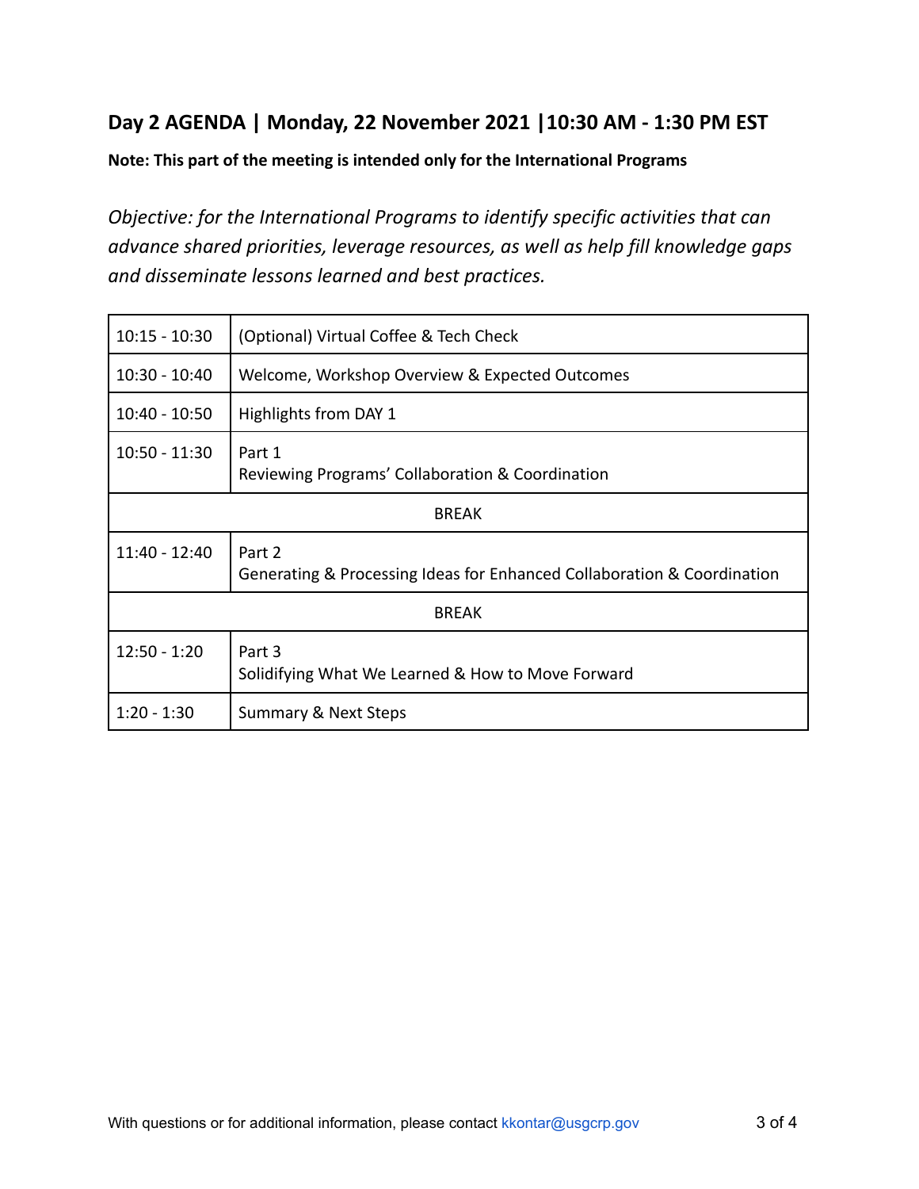## Day 2 AGENDA | Monday, 22 November 2021 |10:30 AM - 1:30 PM EST

**Note: This part of the meeting is intended only for the International Programs**

*Objective: for the International Programs to identify specific activities that can advance shared priorities, leverage resources, as well as help fill knowledge gaps and disseminate lessons learned and best practices.*

| | |
|---|---|
| 10:15 - 10:30 | (Optional) Virtual Coffee & Tech Check |
| 10:30 - 10:40 | Welcome, Workshop Overview & Expected Outcomes |
| 10:40 - 10:50 | Highlights from DAY 1 |
| 10:50 - 11:30 | Part 1<br>Reviewing Programs' Collaboration & Coordination |
| BREAK | |
| 11:40 - 12:40 | Part 2<br>Generating & Processing Ideas for Enhanced Collaboration & Coordination |
| BREAK | |
| 12:50 - 1:20 | Part 3<br>Solidifying What We Learned & How to Move Forward |
| 1:20 - 1:30 | Summary & Next Steps |

With questions or for additional information, please contact kkontar@usgcrp.gov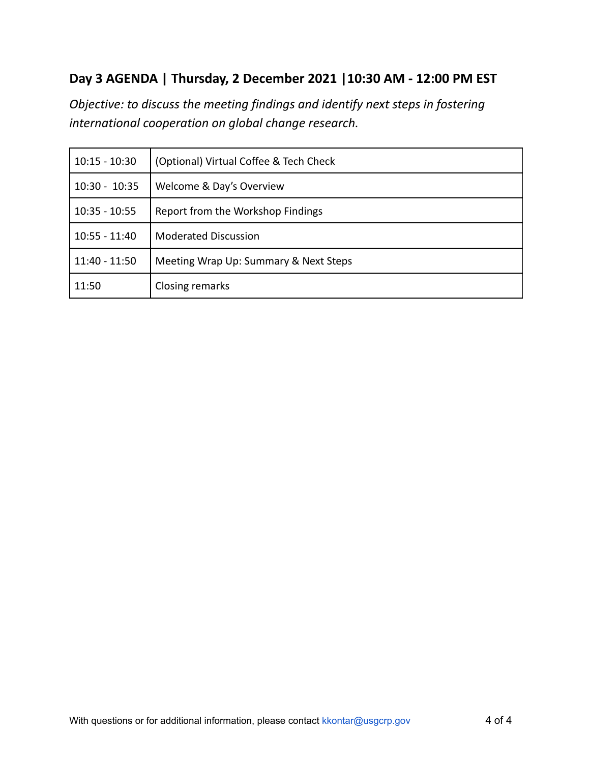## Day 3 AGENDA | Thursday, 2 December 2021 |10:30 AM - 12:00 PM EST

*Objective: to discuss the meeting findings and identify next steps in fostering international cooperation on global change research.*

| | |
|---|---|
| 10:15 - 10:30 | (Optional) Virtual Coffee & Tech Check |
| 10:30 - 10:35 | Welcome & Day's Overview |
| 10:35 - 10:55 | Report from the Workshop Findings |
| 10:55 - 11:40 | Moderated Discussion |
| 11:40 - 11:50 | Meeting Wrap Up: Summary & Next Steps |
| 11:50 | Closing remarks |

With questions or for additional information, please contact kkontar@usgcrp.gov